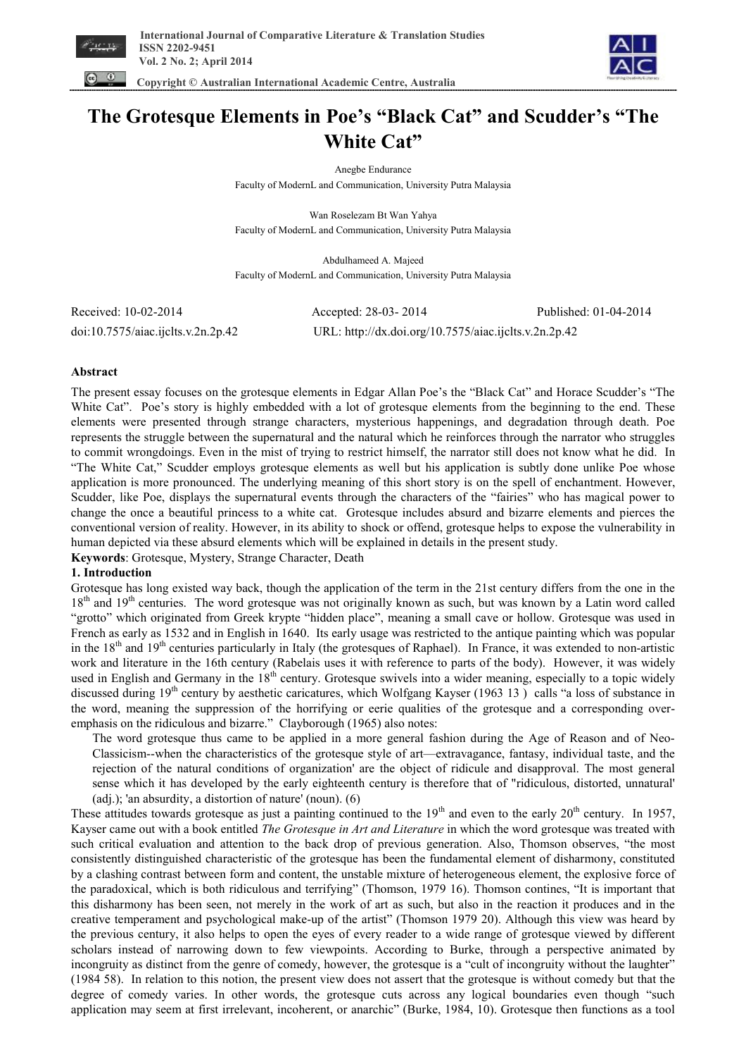International Journal of Comparative Literature & Translation Studies
ISSN 2202-9451
Vol. 2 No. 2; April 2014

Copyright © Australian International Academic Centre, Australia

# The Grotesque Elements in Poe's "Black Cat" and Scudder's "The White Cat"

Anegbe Endurance
Faculty of ModernL and Communication, University Putra Malaysia

Wan Roselezam Bt Wan Yahya
Faculty of ModernL and Communication, University Putra Malaysia

Abdulhameed A. Majeed
Faculty of ModernL and Communication, University Putra Malaysia

Received: 10-02-2014 Accepted: 28-03- 2014 Published: 01-04-2014

doi:10.7575/aiac.ijclts.v.2n.2p.42 URL: http://dx.doi.org/10.7575/aiac.ijclts.v.2n.2p.42

## Abstract

The present essay focuses on the grotesque elements in Edgar Allan Poe's the "Black Cat" and Horace Scudder's "The White Cat". Poe's story is highly embedded with a lot of grotesque elements from the beginning to the end. These elements were presented through strange characters, mysterious happenings, and degradation through death. Poe represents the struggle between the supernatural and the natural which he reinforces through the narrator who struggles to commit wrongdoings. Even in the mist of trying to restrict himself, the narrator still does not know what he did. In "The White Cat," Scudder employs grotesque elements as well but his application is subtly done unlike Poe whose application is more pronounced. The underlying meaning of this short story is on the spell of enchantment. However, Scudder, like Poe, displays the supernatural events through the characters of the "fairies" who has magical power to change the once a beautiful princess to a white cat. Grotesque includes absurd and bizarre elements and pierces the conventional version of reality. However, in its ability to shock or offend, grotesque helps to expose the vulnerability in human depicted via these absurd elements which will be explained in details in the present study.

**Keywords**: Grotesque, Mystery, Strange Character, Death

## 1. Introduction

Grotesque has long existed way back, though the application of the term in the 21st century differs from the one in the 18th and 19th centuries. The word grotesque was not originally known as such, but was known by a Latin word called "grotto" which originated from Greek krypte "hidden place", meaning a small cave or hollow. Grotesque was used in French as early as 1532 and in English in 1640. Its early usage was restricted to the antique painting which was popular in the 18th and 19th centuries particularly in Italy (the grotesques of Raphael). In France, it was extended to non-artistic work and literature in the 16th century (Rabelais uses it with reference to parts of the body). However, it was widely used in English and Germany in the 18th century. Grotesque swivels into a wider meaning, especially to a topic widely discussed during 19th century by aesthetic caricatures, which Wolfgang Kayser (1963 13 ) calls "a loss of substance in the word, meaning the suppression of the horrifying or eerie qualities of the grotesque and a corresponding over-emphasis on the ridiculous and bizarre." Clayborough (1965) also notes:

> The word grotesque thus came to be applied in a more general fashion during the Age of Reason and of Neo-Classicism--when the characteristics of the grotesque style of art—extravagance, fantasy, individual taste, and the rejection of the natural conditions of organization' are the object of ridicule and disapproval. The most general sense which it has developed by the early eighteenth century is therefore that of "ridiculous, distorted, unnatural' (adj.); 'an absurdity, a distortion of nature' (noun). (6)

These attitudes towards grotesque as just a painting continued to the 19th and even to the early 20th century. In 1957, Kayser came out with a book entitled *The Grotesque in Art and Literature* in which the word grotesque was treated with such critical evaluation and attention to the back drop of previous generation. Also, Thomson observes, "the most consistently distinguished characteristic of the grotesque has been the fundamental element of disharmony, constituted by a clashing contrast between form and content, the unstable mixture of heterogeneous element, the explosive force of the paradoxical, which is both ridiculous and terrifying" (Thomson, 1979 16). Thomson contines, "It is important that this disharmony has been seen, not merely in the work of art as such, but also in the reaction it produces and in the creative temperament and psychological make-up of the artist" (Thomson 1979 20). Although this view was heard by the previous century, it also helps to open the eyes of every reader to a wide range of grotesque viewed by different scholars instead of narrowing down to few viewpoints. According to Burke, through a perspective animated by incongruity as distinct from the genre of comedy, however, the grotesque is a "cult of incongruity without the laughter" (1984 58). In relation to this notion, the present view does not assert that the grotesque is without comedy but that the degree of comedy varies. In other words, the grotesque cuts across any logical boundaries even though "such application may seem at first irrelevant, incoherent, or anarchic" (Burke, 1984, 10). Grotesque then functions as a tool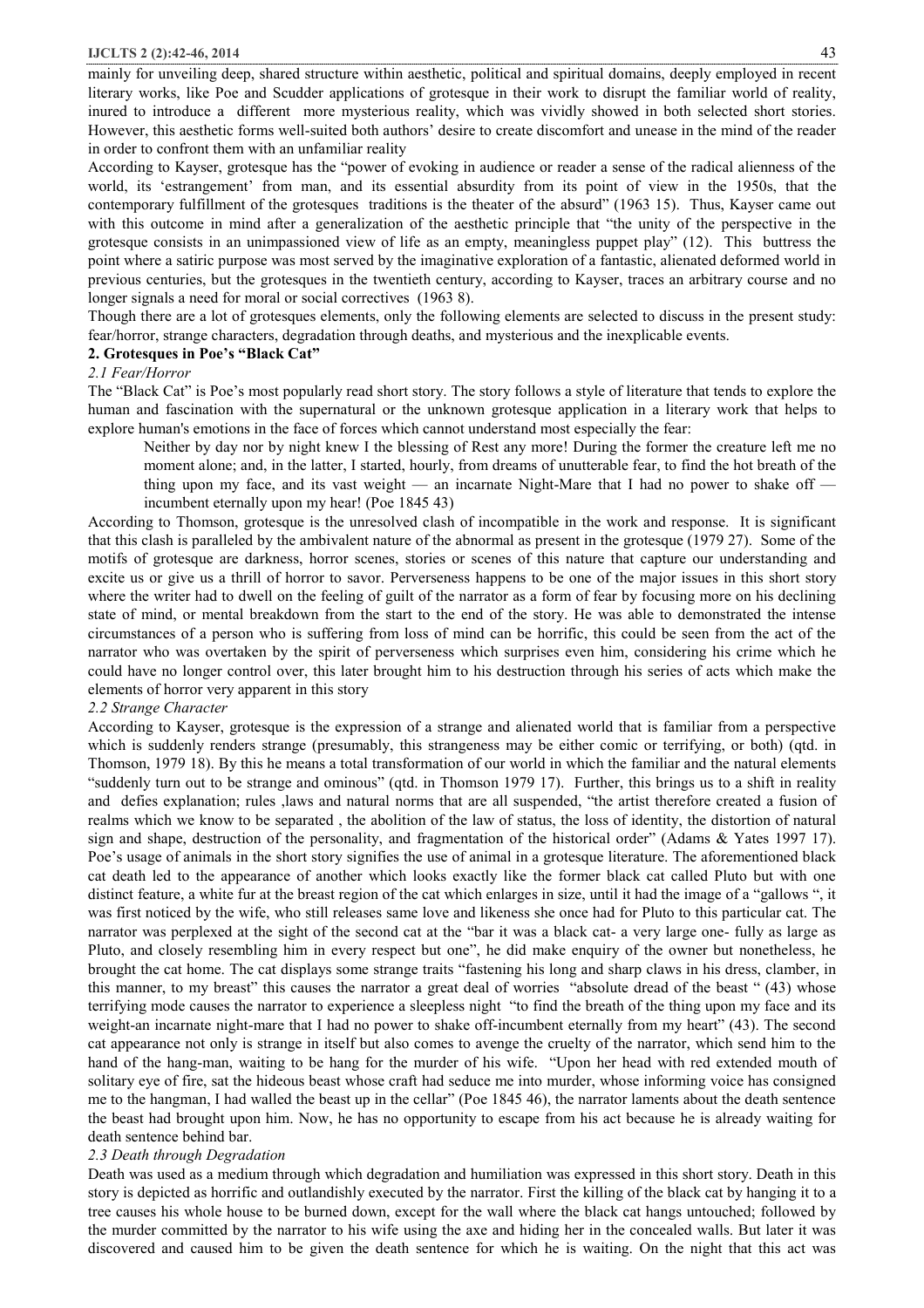mainly for unveiling deep, shared structure within aesthetic, political and spiritual domains, deeply employed in recent literary works, like Poe and Scudder applications of grotesque in their work to disrupt the familiar world of reality, inured to introduce a different more mysterious reality, which was vividly showed in both selected short stories. However, this aesthetic forms well-suited both authors' desire to create discomfort and unease in the mind of the reader in order to confront them with an unfamiliar reality

According to Kayser, grotesque has the "power of evoking in audience or reader a sense of the radical alienness of the world, its 'estrangement' from man, and its essential absurdity from its point of view in the 1950s, that the contemporary fulfillment of the grotesques traditions is the theater of the absurd" (1963 15). Thus, Kayser came out with this outcome in mind after a generalization of the aesthetic principle that "the unity of the perspective in the grotesque consists in an unimpassioned view of life as an empty, meaningless puppet play" (12). This buttress the point where a satiric purpose was most served by the imaginative exploration of a fantastic, alienated deformed world in previous centuries, but the grotesques in the twentieth century, according to Kayser, traces an arbitrary course and no longer signals a need for moral or social correctives (1963 8).

Though there are a lot of grotesques elements, only the following elements are selected to discuss in the present study: fear/horror, strange characters, degradation through deaths, and mysterious and the inexplicable events.

## 2. Grotesques in Poe's "Black Cat"

### *2.1 Fear/Horror*

The "Black Cat" is Poe's most popularly read short story. The story follows a style of literature that tends to explore the human and fascination with the supernatural or the unknown grotesque application in a literary work that helps to explore human's emotions in the face of forces which cannot understand most especially the fear:

> Neither by day nor by night knew I the blessing of Rest any more! During the former the creature left me no moment alone; and, in the latter, I started, hourly, from dreams of unutterable fear, to find the hot breath of the thing upon my face, and its vast weight — an incarnate Night-Mare that I had no power to shake off — incumbent eternally upon my hear! (Poe 1845 43)

According to Thomson, grotesque is the unresolved clash of incompatible in the work and response. It is significant that this clash is paralleled by the ambivalent nature of the abnormal as present in the grotesque (1979 27). Some of the motifs of grotesque are darkness, horror scenes, stories or scenes of this nature that capture our understanding and excite us or give us a thrill of horror to savor. Perverseness happens to be one of the major issues in this short story where the writer had to dwell on the feeling of guilt of the narrator as a form of fear by focusing more on his declining state of mind, or mental breakdown from the start to the end of the story. He was able to demonstrated the intense circumstances of a person who is suffering from loss of mind can be horrific, this could be seen from the act of the narrator who was overtaken by the spirit of perverseness which surprises even him, considering his crime which he could have no longer control over, this later brought him to his destruction through his series of acts which make the elements of horror very apparent in this story

### *2.2 Strange Character*

According to Kayser, grotesque is the expression of a strange and alienated world that is familiar from a perspective which is suddenly renders strange (presumably, this strangeness may be either comic or terrifying, or both) (qtd. in Thomson, 1979 18). By this he means a total transformation of our world in which the familiar and the natural elements "suddenly turn out to be strange and ominous" (qtd. in Thomson 1979 17). Further, this brings us to a shift in reality and defies explanation; rules ,laws and natural norms that are all suspended, "the artist therefore created a fusion of realms which we know to be separated , the abolition of the law of status, the loss of identity, the distortion of natural sign and shape, destruction of the personality, and fragmentation of the historical order" (Adams & Yates 1997 17). Poe's usage of animals in the short story signifies the use of animal in a grotesque literature. The aforementioned black cat death led to the appearance of another which looks exactly like the former black cat called Pluto but with one distinct feature, a white fur at the breast region of the cat which enlarges in size, until it had the image of a "gallows ", it was first noticed by the wife, who still releases same love and likeness she once had for Pluto to this particular cat. The narrator was perplexed at the sight of the second cat at the "bar it was a black cat- a very large one- fully as large as Pluto, and closely resembling him in every respect but one", he did make enquiry of the owner but nonetheless, he brought the cat home. The cat displays some strange traits "fastening his long and sharp claws in his dress, clamber, in this manner, to my breast" this causes the narrator a great deal of worries "absolute dread of the beast " (43) whose terrifying mode causes the narrator to experience a sleepless night "to find the breath of the thing upon my face and its weight-an incarnate night-mare that I had no power to shake off-incumbent eternally from my heart" (43). The second cat appearance not only is strange in itself but also comes to avenge the cruelty of the narrator, which send him to the hand of the hang-man, waiting to be hang for the murder of his wife. "Upon her head with red extended mouth of solitary eye of fire, sat the hideous beast whose craft had seduce me into murder, whose informing voice has consigned me to the hangman, I had walled the beast up in the cellar" (Poe 1845 46), the narrator laments about the death sentence the beast had brought upon him. Now, he has no opportunity to escape from his act because he is already waiting for death sentence behind bar.

### *2.3 Death through Degradation*

Death was used as a medium through which degradation and humiliation was expressed in this short story. Death in this story is depicted as horrific and outlandishly executed by the narrator. First the killing of the black cat by hanging it to a tree causes his whole house to be burned down, except for the wall where the black cat hangs untouched; followed by the murder committed by the narrator to his wife using the axe and hiding her in the concealed walls. But later it was discovered and caused him to be given the death sentence for which he is waiting. On the night that this act was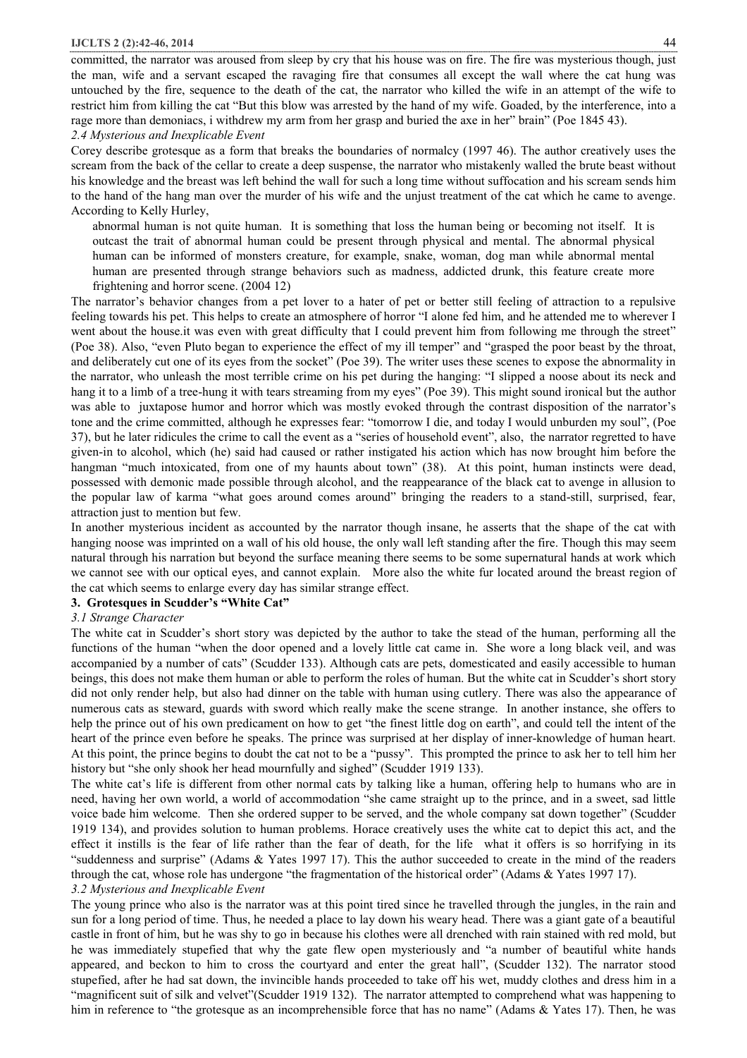committed, the narrator was aroused from sleep by cry that his house was on fire. The fire was mysterious though, just the man, wife and a servant escaped the ravaging fire that consumes all except the wall where the cat hung was untouched by the fire, sequence to the death of the cat, the narrator who killed the wife in an attempt of the wife to restrict him from killing the cat "But this blow was arrested by the hand of my wife. Goaded, by the interference, into a rage more than demoniacs, i withdrew my arm from her grasp and buried the axe in her" brain" (Poe 1845 43).

*2.4 Mysterious and Inexplicable Event*

Corey describe grotesque as a form that breaks the boundaries of normalcy (1997 46). The author creatively uses the scream from the back of the cellar to create a deep suspense, the narrator who mistakenly walled the brute beast without his knowledge and the breast was left behind the wall for such a long time without suffocation and his scream sends him to the hand of the hang man over the murder of his wife and the unjust treatment of the cat which he came to avenge. According to Kelly Hurley,

> abnormal human is not quite human. It is something that loss the human being or becoming not itself. It is outcast the trait of abnormal human could be present through physical and mental. The abnormal physical human can be informed of monsters creature, for example, snake, woman, dog man while abnormal mental human are presented through strange behaviors such as madness, addicted drunk, this feature create more frightening and horror scene. (2004 12)

The narrator's behavior changes from a pet lover to a hater of pet or better still feeling of attraction to a repulsive feeling towards his pet. This helps to create an atmosphere of horror "I alone fed him, and he attended me to wherever I went about the house.it was even with great difficulty that I could prevent him from following me through the street" (Poe 38). Also, "even Pluto began to experience the effect of my ill temper" and "grasped the poor beast by the throat, and deliberately cut one of its eyes from the socket" (Poe 39). The writer uses these scenes to expose the abnormality in the narrator, who unleash the most terrible crime on his pet during the hanging: "I slipped a noose about its neck and hang it to a limb of a tree-hung it with tears streaming from my eyes" (Poe 39). This might sound ironical but the author was able to juxtapose humor and horror which was mostly evoked through the contrast disposition of the narrator's tone and the crime committed, although he expresses fear: "tomorrow I die, and today I would unburden my soul", (Poe 37), but he later ridicules the crime to call the event as a "series of household event", also, the narrator regretted to have given-in to alcohol, which (he) said had caused or rather instigated his action which has now brought him before the hangman "much intoxicated, from one of my haunts about town" (38). At this point, human instincts were dead, possessed with demonic made possible through alcohol, and the reappearance of the black cat to avenge in allusion to the popular law of karma "what goes around comes around" bringing the readers to a stand-still, surprised, fear, attraction just to mention but few.

In another mysterious incident as accounted by the narrator though insane, he asserts that the shape of the cat with hanging noose was imprinted on a wall of his old house, the only wall left standing after the fire. Though this may seem natural through his narration but beyond the surface meaning there seems to be some supernatural hands at work which we cannot see with our optical eyes, and cannot explain. More also the white fur located around the breast region of the cat which seems to enlarge every day has similar strange effect.

## 3. Grotesques in Scudder's "White Cat"

*3.1 Strange Character*

The white cat in Scudder's short story was depicted by the author to take the stead of the human, performing all the functions of the human "when the door opened and a lovely little cat came in. She wore a long black veil, and was accompanied by a number of cats" (Scudder 133). Although cats are pets, domesticated and easily accessible to human beings, this does not make them human or able to perform the roles of human. But the white cat in Scudder's short story did not only render help, but also had dinner on the table with human using cutlery. There was also the appearance of numerous cats as steward, guards with sword which really make the scene strange. In another instance, she offers to help the prince out of his own predicament on how to get "the finest little dog on earth", and could tell the intent of the heart of the prince even before he speaks. The prince was surprised at her display of inner-knowledge of human heart. At this point, the prince begins to doubt the cat not to be a "pussy". This prompted the prince to ask her to tell him her history but "she only shook her head mournfully and sighed" (Scudder 1919 133).

The white cat's life is different from other normal cats by talking like a human, offering help to humans who are in need, having her own world, a world of accommodation "she came straight up to the prince, and in a sweet, sad little voice bade him welcome. Then she ordered supper to be served, and the whole company sat down together" (Scudder 1919 134), and provides solution to human problems. Horace creatively uses the white cat to depict this act, and the effect it instills is the fear of life rather than the fear of death, for the life what it offers is so horrifying in its "suddenness and surprise" (Adams & Yates 1997 17). This the author succeeded to create in the mind of the readers through the cat, whose role has undergone "the fragmentation of the historical order" (Adams & Yates 1997 17).

*3.2 Mysterious and Inexplicable Event*

The young prince who also is the narrator was at this point tired since he travelled through the jungles, in the rain and sun for a long period of time. Thus, he needed a place to lay down his weary head. There was a giant gate of a beautiful castle in front of him, but he was shy to go in because his clothes were all drenched with rain stained with red mold, but he was immediately stupefied that why the gate flew open mysteriously and "a number of beautiful white hands appeared, and beckon to him to cross the courtyard and enter the great hall", (Scudder 132). The narrator stood stupefied, after he had sat down, the invincible hands proceeded to take off his wet, muddy clothes and dress him in a "magnificent suit of silk and velvet"(Scudder 1919 132). The narrator attempted to comprehend what was happening to him in reference to "the grotesque as an incomprehensible force that has no name" (Adams & Yates 17). Then, he was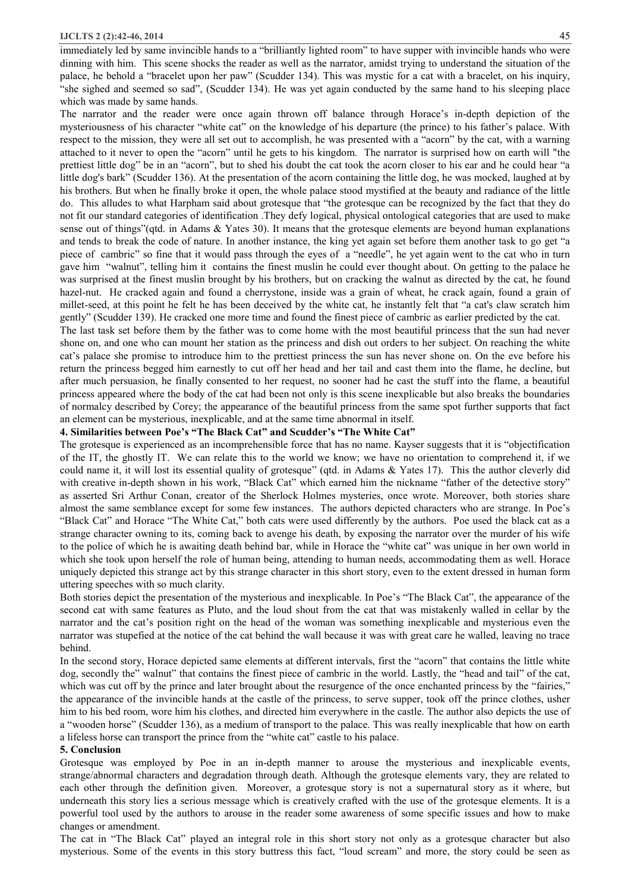immediately led by same invincible hands to a "brilliantly lighted room" to have supper with invincible hands who were dinning with him. This scene shocks the reader as well as the narrator, amidst trying to understand the situation of the palace, he behold a "bracelet upon her paw" (Scudder 134). This was mystic for a cat with a bracelet, on his inquiry, "she sighed and seemed so sad", (Scudder 134). He was yet again conducted by the same hand to his sleeping place which was made by same hands.

The narrator and the reader were once again thrown off balance through Horace's in-depth depiction of the mysteriousness of his character "white cat" on the knowledge of his departure (the prince) to his father's palace. With respect to the mission, they were all set out to accomplish, he was presented with a "acorn" by the cat, with a warning attached to it never to open the "acorn" until he gets to his kingdom. The narrator is surprised how on earth will "the prettiest little dog" be in an "acorn", but to shed his doubt the cat took the acorn closer to his ear and he could hear "a little dog's bark" (Scudder 136). At the presentation of the acorn containing the little dog, he was mocked, laughed at by his brothers. But when he finally broke it open, the whole palace stood mystified at the beauty and radiance of the little do. This alludes to what Harpham said about grotesque that "the grotesque can be recognized by the fact that they do not fit our standard categories of identification .They defy logical, physical ontological categories that are used to make sense out of things"(qtd. in Adams & Yates 30). It means that the grotesque elements are beyond human explanations and tends to break the code of nature. In another instance, the king yet again set before them another task to go get "a piece of cambric" so fine that it would pass through the eyes of a "needle", he yet again went to the cat who in turn gave him "walnut", telling him it contains the finest muslin he could ever thought about. On getting to the palace he was surprised at the finest muslin brought by his brothers, but on cracking the walnut as directed by the cat, he found hazel-nut. He cracked again and found a cherrystone, inside was a grain of wheat, he crack again, found a grain of millet-seed, at this point he felt he has been deceived by the white cat, he instantly felt that "a cat's claw scratch him gently" (Scudder 139). He cracked one more time and found the finest piece of cambric as earlier predicted by the cat.

The last task set before them by the father was to come home with the most beautiful princess that the sun had never shone on, and one who can mount her station as the princess and dish out orders to her subject. On reaching the white cat's palace she promise to introduce him to the prettiest princess the sun has never shone on. On the eve before his return the princess begged him earnestly to cut off her head and her tail and cast them into the flame, he decline, but after much persuasion, he finally consented to her request, no sooner had he cast the stuff into the flame, a beautiful princess appeared where the body of the cat had been not only is this scene inexplicable but also breaks the boundaries of normalcy described by Corey; the appearance of the beautiful princess from the same spot further supports that fact an element can be mysterious, inexplicable, and at the same time abnormal in itself.

## 4. Similarities between Poe's "The Black Cat" and Scudder's "The White Cat"

The grotesque is experienced as an incomprehensible force that has no name. Kayser suggests that it is "objectification of the IT, the ghostly IT. We can relate this to the world we know; we have no orientation to comprehend it, if we could name it, it will lost its essential quality of grotesque" (qtd. in Adams & Yates 17). This the author cleverly did with creative in-depth shown in his work, "Black Cat" which earned him the nickname "father of the detective story" as asserted Sri Arthur Conan, creator of the Sherlock Holmes mysteries, once wrote. Moreover, both stories share almost the same semblance except for some few instances. The authors depicted characters who are strange. In Poe's "Black Cat" and Horace "The White Cat," both cats were used differently by the authors. Poe used the black cat as a strange character owning to its, coming back to avenge his death, by exposing the narrator over the murder of his wife to the police of which he is awaiting death behind bar, while in Horace the "white cat" was unique in her own world in which she took upon herself the role of human being, attending to human needs, accommodating them as well. Horace uniquely depicted this strange act by this strange character in this short story, even to the extent dressed in human form uttering speeches with so much clarity.

Both stories depict the presentation of the mysterious and inexplicable. In Poe's "The Black Cat", the appearance of the second cat with same features as Pluto, and the loud shout from the cat that was mistakenly walled in cellar by the narrator and the cat's position right on the head of the woman was something inexplicable and mysterious even the narrator was stupefied at the notice of the cat behind the wall because it was with great care he walled, leaving no trace behind.

In the second story, Horace depicted same elements at different intervals, first the "acorn" that contains the little white dog, secondly the" walnut" that contains the finest piece of cambric in the world. Lastly, the "head and tail" of the cat, which was cut off by the prince and later brought about the resurgence of the once enchanted princess by the "fairies," the appearance of the invincible hands at the castle of the princess, to serve supper, took off the prince clothes, usher him to his bed room, wore him his clothes, and directed him everywhere in the castle. The author also depicts the use of a "wooden horse" (Scudder 136), as a medium of transport to the palace. This was really inexplicable that how on earth a lifeless horse can transport the prince from the "white cat" castle to his palace.

## 5. Conclusion

Grotesque was employed by Poe in an in-depth manner to arouse the mysterious and inexplicable events, strange/abnormal characters and degradation through death. Although the grotesque elements vary, they are related to each other through the definition given. Moreover, a grotesque story is not a supernatural story as it where, but underneath this story lies a serious message which is creatively crafted with the use of the grotesque elements. It is a powerful tool used by the authors to arouse in the reader some awareness of some specific issues and how to make changes or amendment.

The cat in "The Black Cat" played an integral role in this short story not only as a grotesque character but also mysterious. Some of the events in this story buttress this fact, "loud scream" and more, the story could be seen as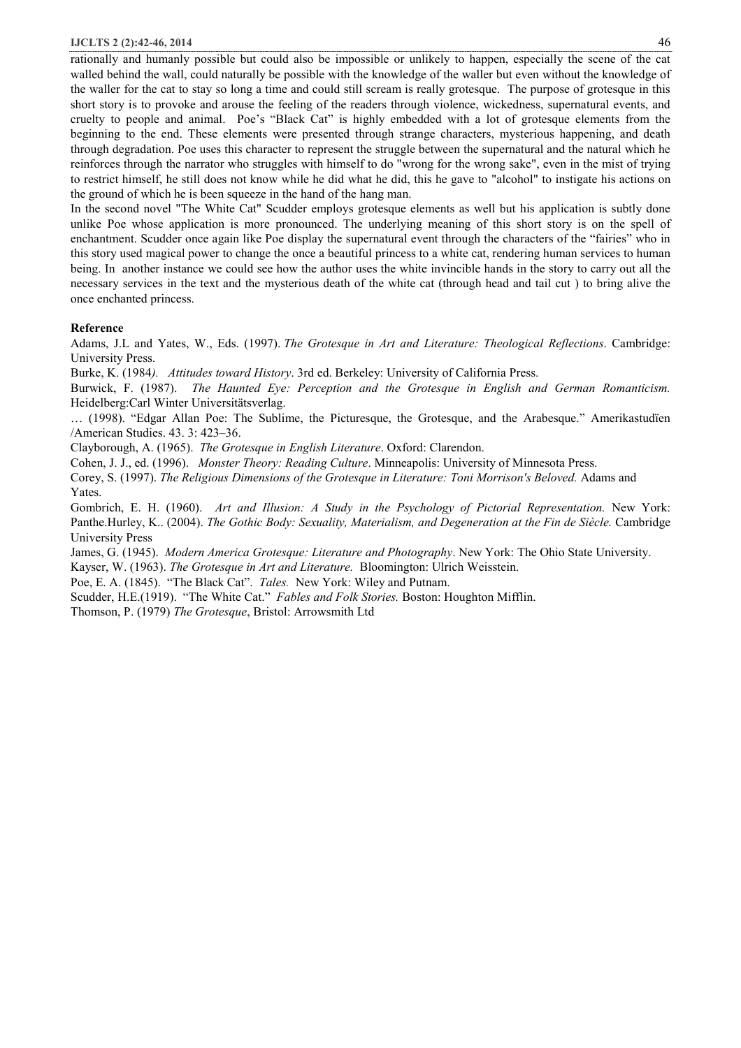rationally and humanly possible but could also be impossible or unlikely to happen, especially the scene of the cat walled behind the wall, could naturally be possible with the knowledge of the waller but even without the knowledge of the waller for the cat to stay so long a time and could still scream is really grotesque. The purpose of grotesque in this short story is to provoke and arouse the feeling of the readers through violence, wickedness, supernatural events, and cruelty to people and animal. Poe's "Black Cat" is highly embedded with a lot of grotesque elements from the beginning to the end. These elements were presented through strange characters, mysterious happening, and death through degradation. Poe uses this character to represent the struggle between the supernatural and the natural which he reinforces through the narrator who struggles with himself to do "wrong for the wrong sake", even in the mist of trying to restrict himself, he still does not know while he did what he did, this he gave to "alcohol" to instigate his actions on the ground of which he is been squeeze in the hand of the hang man.

In the second novel "The White Cat" Scudder employs grotesque elements as well but his application is subtly done unlike Poe whose application is more pronounced. The underlying meaning of this short story is on the spell of enchantment. Scudder once again like Poe display the supernatural event through the characters of the "fairies" who in this story used magical power to change the once a beautiful princess to a white cat, rendering human services to human being. In another instance we could see how the author uses the white invincible hands in the story to carry out all the necessary services in the text and the mysterious death of the white cat (through head and tail cut ) to bring alive the once enchanted princess.

**Reference**

Adams, J.L and Yates, W., Eds. (1997). *The Grotesque in Art and Literature: Theological Reflections*. Cambridge: University Press.

Burke, K. (1984*). Attitudes toward History*. 3rd ed. Berkeley: University of California Press.

Burwick, F. (1987). *The Haunted Eye: Perception and the Grotesque in English and German Romanticism.* Heidelberg:Carl Winter Universitätsverlag.

… (1998). "Edgar Allan Poe: The Sublime, the Picturesque, the Grotesque, and the Arabesque." Amerikastudïen /American Studies. 43. 3: 423–36.

Clayborough, A. (1965). *The Grotesque in English Literature*. Oxford: Clarendon.

Cohen, J. J., ed. (1996). *Monster Theory: Reading Culture*. Minneapolis: University of Minnesota Press.

Corey, S. (1997). *The Religious Dimensions of the Grotesque in Literature: Toni Morrison's Beloved.* Adams and Yates.

Gombrich, E. H. (1960). *Art and Illusion: A Study in the Psychology of Pictorial Representation.* New York: Panthe.Hurley, K.. (2004). *The Gothic Body: Sexuality, Materialism, and Degeneration at the Fin de Siècle.* Cambridge University Press

James, G. (1945). *Modern America Grotesque: Literature and Photography*. New York: The Ohio State University.

Kayser, W. (1963). *The Grotesque in Art and Literature.* Bloomington: Ulrich Weisstein.

Poe, E. A. (1845). "The Black Cat". *Tales.* New York: Wiley and Putnam.

Scudder, H.E.(1919). "The White Cat." *Fables and Folk Stories.* Boston: Houghton Mifflin.

Thomson, P. (1979) *The Grotesque*, Bristol: Arrowsmith Ltd